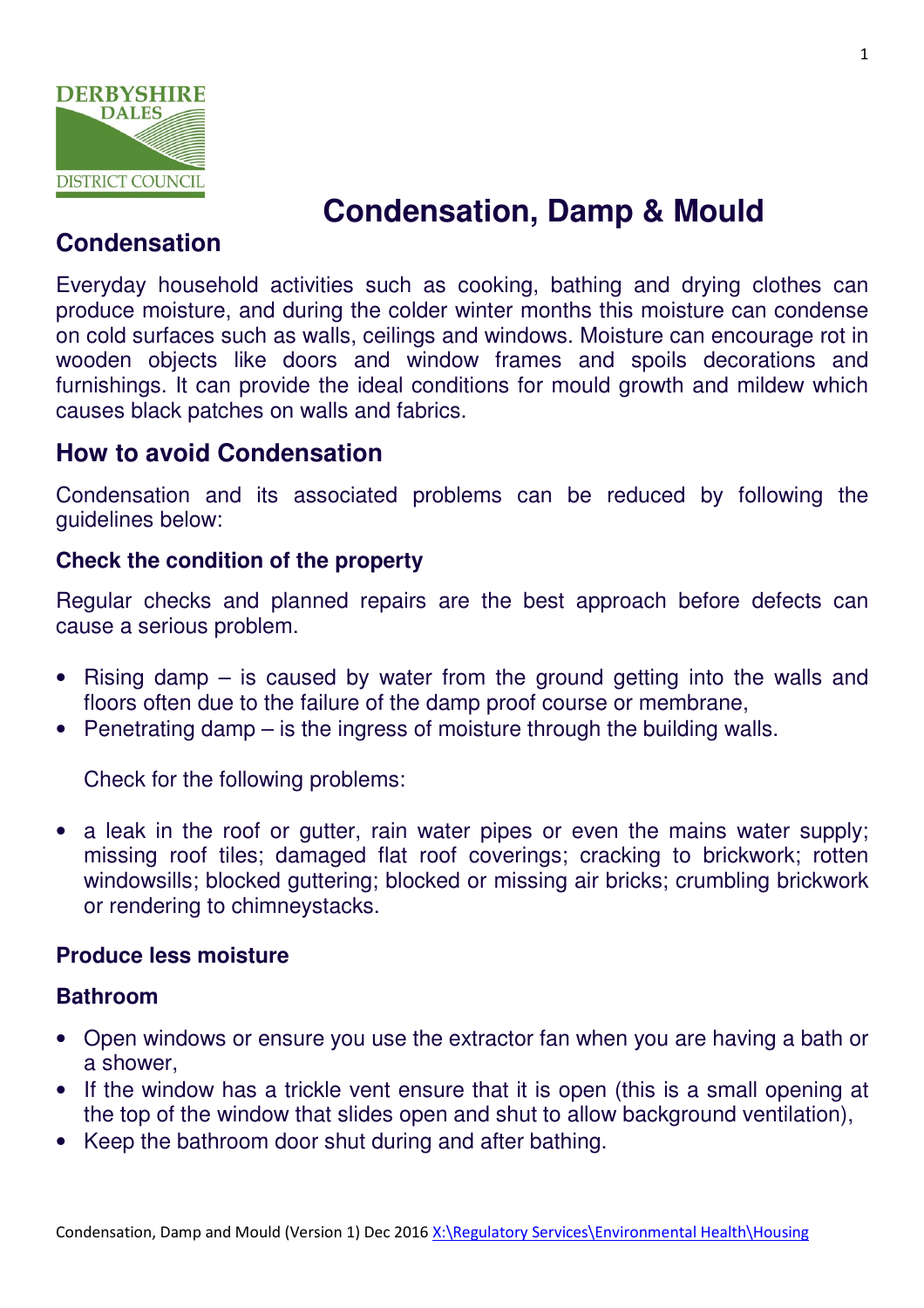DERBYSHIRE DALES DISTRICT COUNCIL

# Condensation, Damp & Mould

## Condensation

Everyday household activities such as cooking, bathing and drying clothes can produce moisture, and during the colder winter months this moisture can condense on cold surfaces such as walls, ceilings and windows. Moisture can encourage rot in wooden objects like doors and window frames and spoils decorations and furnishings. It can provide the ideal conditions for mould growth and mildew which causes black patches on walls and fabrics.

## How to avoid Condensation

Condensation and its associated problems can be reduced by following the guidelines below:

### Check the condition of the property

Regular checks and planned repairs are the best approach before defects can cause a serious problem.

- Rising damp – is caused by water from the ground getting into the walls and floors often due to the failure of the damp proof course or membrane,
- Penetrating damp – is the ingress of moisture through the building walls.

  Check for the following problems:

- a leak in the roof or gutter, rain water pipes or even the mains water supply; missing roof tiles; damaged flat roof coverings; cracking to brickwork; rotten windowsills; blocked guttering; blocked or missing air bricks; crumbling brickwork or rendering to chimneystacks.

### Produce less moisture

### Bathroom

- Open windows or ensure you use the extractor fan when you are having a bath or a shower,
- If the window has a trickle vent ensure that it is open (this is a small opening at the top of the window that slides open and shut to allow background ventilation),
- Keep the bathroom door shut during and after bathing.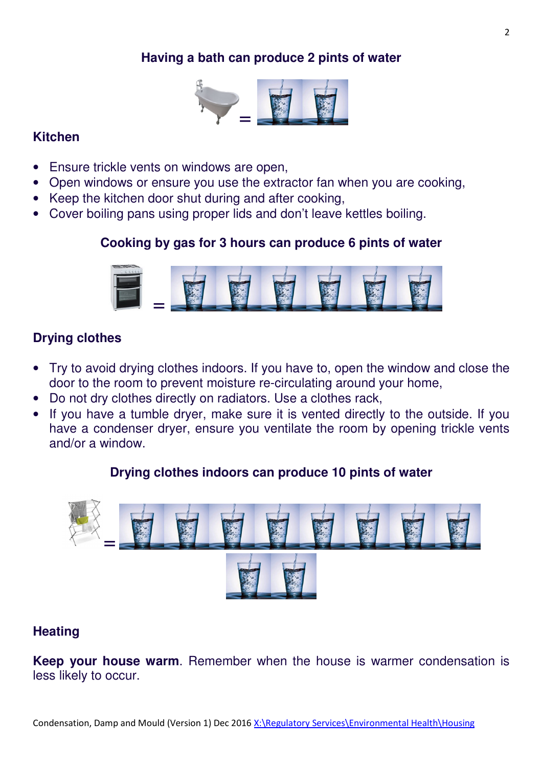**Having a bath can produce 2 pints of water**

## Kitchen

- Ensure trickle vents on windows are open,
- Open windows or ensure you use the extractor fan when you are cooking,
- Keep the kitchen door shut during and after cooking,
- Cover boiling pans using proper lids and don't leave kettles boiling.

**Cooking by gas for 3 hours can produce 6 pints of water**

## Drying clothes

- Try to avoid drying clothes indoors. If you have to, open the window and close the door to the room to prevent moisture re-circulating around your home,
- Do not dry clothes directly on radiators. Use a clothes rack,
- If you have a tumble dryer, make sure it is vented directly to the outside. If you have a condenser dryer, ensure you ventilate the room by opening trickle vents and/or a window.

**Drying clothes indoors can produce 10 pints of water**

## Heating

**Keep your house warm**. Remember when the house is warmer condensation is less likely to occur.

Condensation, Damp and Mould (Version 1) Dec 2016 X:\Regulatory Services\Environmental Health\Housing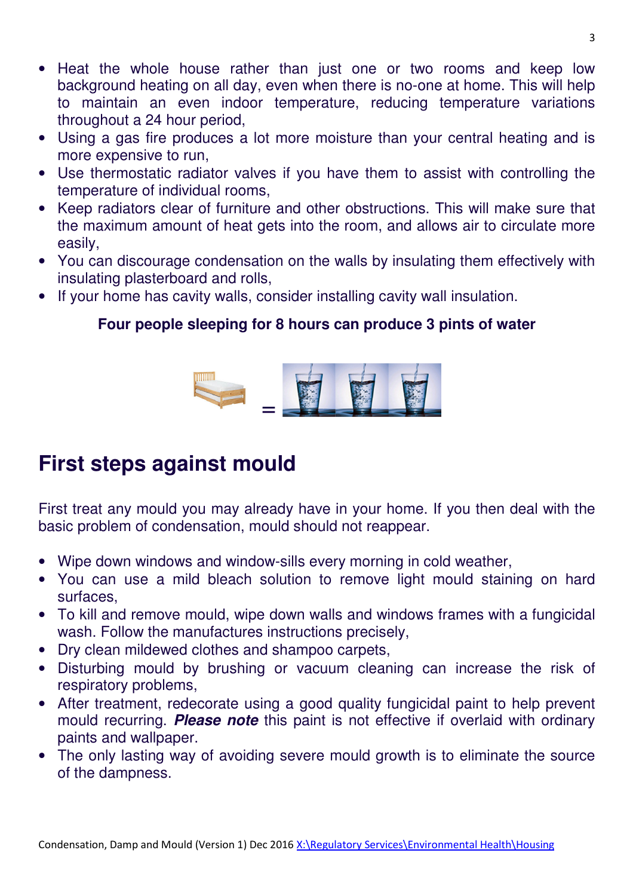- Heat the whole house rather than just one or two rooms and keep low background heating on all day, even when there is no-one at home. This will help to maintain an even indoor temperature, reducing temperature variations throughout a 24 hour period,
- Using a gas fire produces a lot more moisture than your central heating and is more expensive to run,
- Use thermostatic radiator valves if you have them to assist with controlling the temperature of individual rooms,
- Keep radiators clear of furniture and other obstructions. This will make sure that the maximum amount of heat gets into the room, and allows air to circulate more easily,
- You can discourage condensation on the walls by insulating them effectively with insulating plasterboard and rolls,
- If your home has cavity walls, consider installing cavity wall insulation.

**Four people sleeping for 8 hours can produce 3 pints of water**

=

# First steps against mould

First treat any mould you may already have in your home. If you then deal with the basic problem of condensation, mould should not reappear.

- Wipe down windows and window-sills every morning in cold weather,
- You can use a mild bleach solution to remove light mould staining on hard surfaces,
- To kill and remove mould, wipe down walls and windows frames with a fungicidal wash. Follow the manufactures instructions precisely,
- Dry clean mildewed clothes and shampoo carpets,
- Disturbing mould by brushing or vacuum cleaning can increase the risk of respiratory problems,
- After treatment, redecorate using a good quality fungicidal paint to help prevent mould recurring. ***Please note*** this paint is not effective if overlaid with ordinary paints and wallpaper.
- The only lasting way of avoiding severe mould growth is to eliminate the source of the dampness.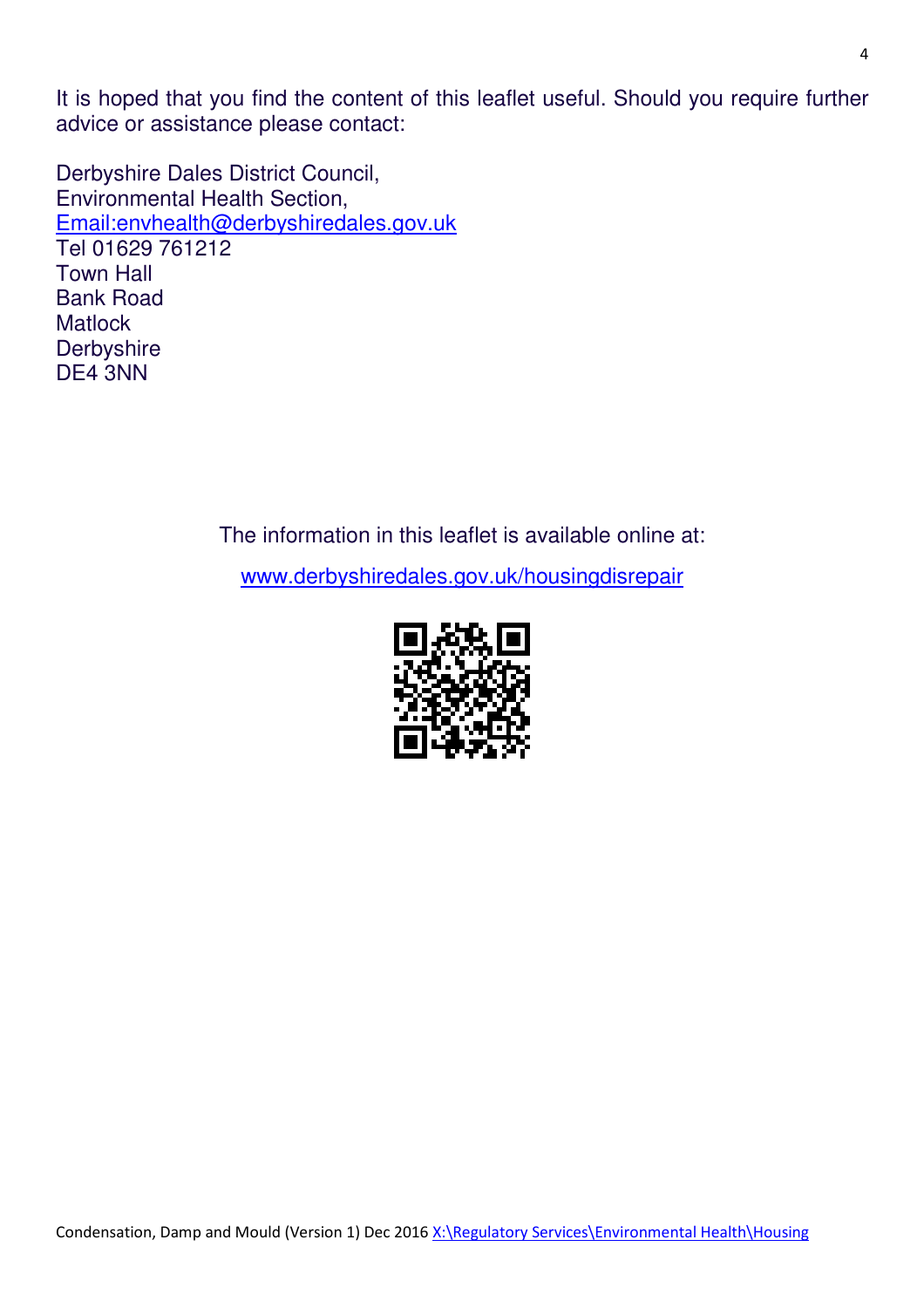It is hoped that you find the content of this leaflet useful. Should you require further advice or assistance please contact:

Derbyshire Dales District Council,
Environmental Health Section,
Email:envhealth@derbyshiredales.gov.uk
Tel 01629 761212
Town Hall
Bank Road
Matlock
Derbyshire
DE4 3NN

The information in this leaflet is available online at:

www.derbyshiredales.gov.uk/housingdisrepair

Condensation, Damp and Mould (Version 1) Dec 2016 X:\Regulatory Services\Environmental Health\Housing